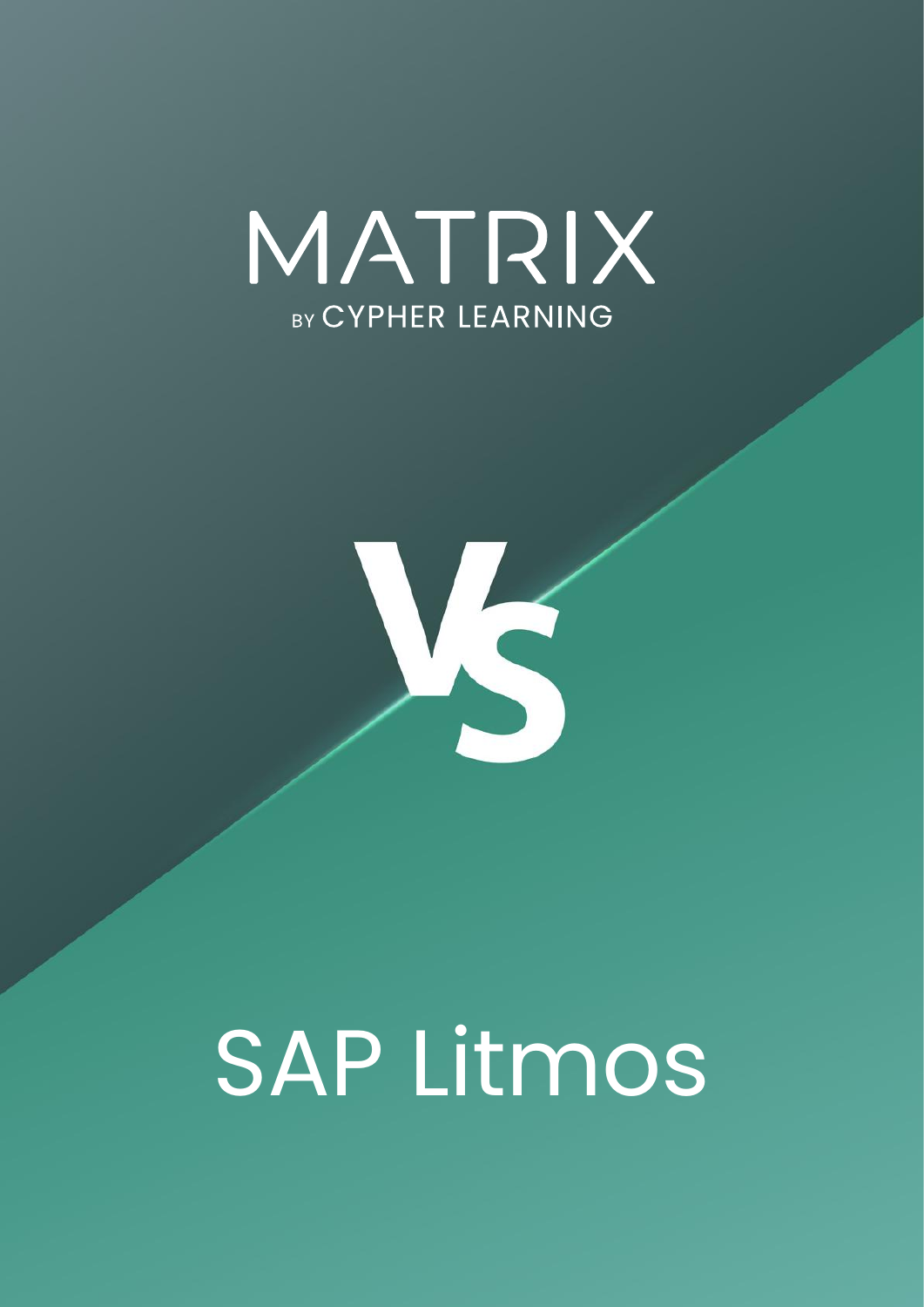# MATRIX

BY CYPHER LEARNING

# VS

# SAP Litmos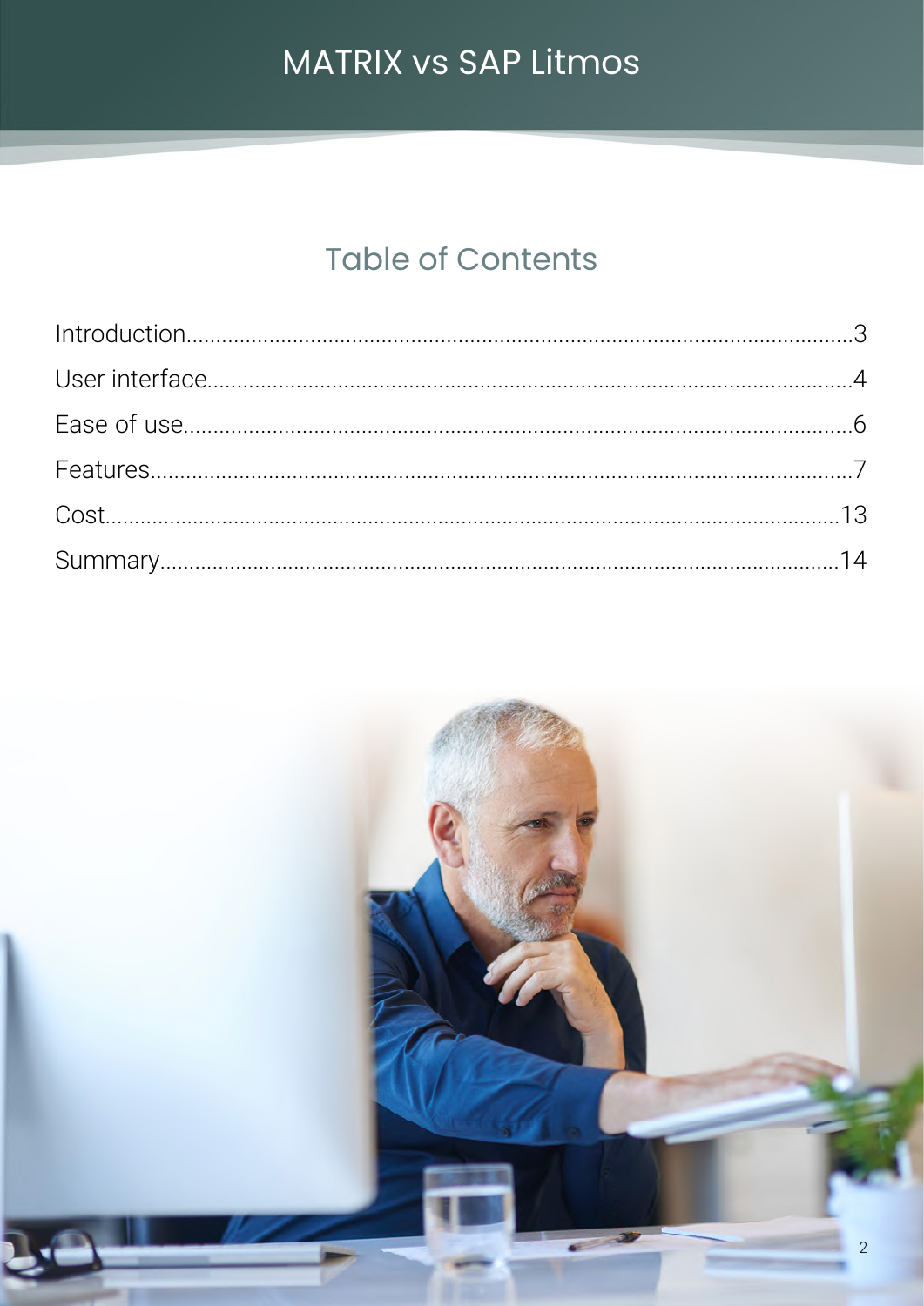# MATRIX vs SAP Litmos

## Table of Contents

| | |
|---|---|
| Introduction | 3 |
| User interface | 4 |
| Ease of use | 6 |
| Features | 7 |
| Cost | 13 |
| Summary | 14 |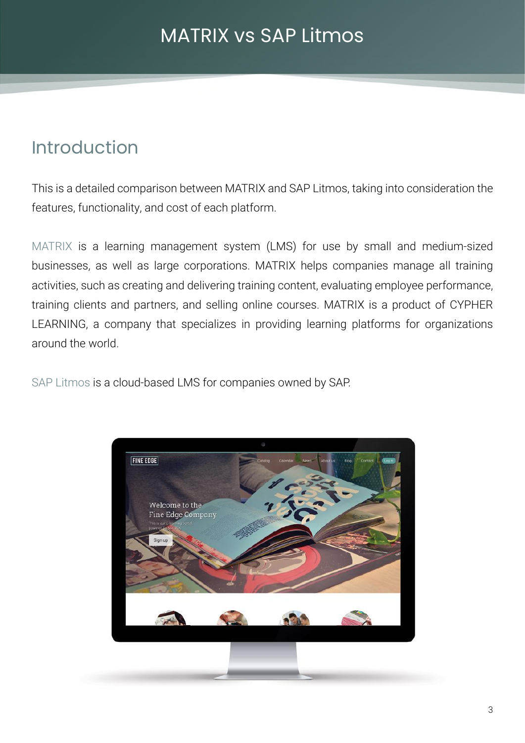# MATRIX vs SAP Litmos

## Introduction

This is a detailed comparison between MATRIX and SAP Litmos, taking into consideration the features, functionality, and cost of each platform.

MATRIX is a learning management system (LMS) for use by small and medium-sized businesses, as well as large corporations. MATRIX helps companies manage all training activities, such as creating and delivering training content, evaluating employee performance, training clients and partners, and selling online courses. MATRIX is a product of CYPHER LEARNING, a company that specializes in providing learning platforms for organizations around the world.

SAP Litmos is a cloud-based LMS for companies owned by SAP.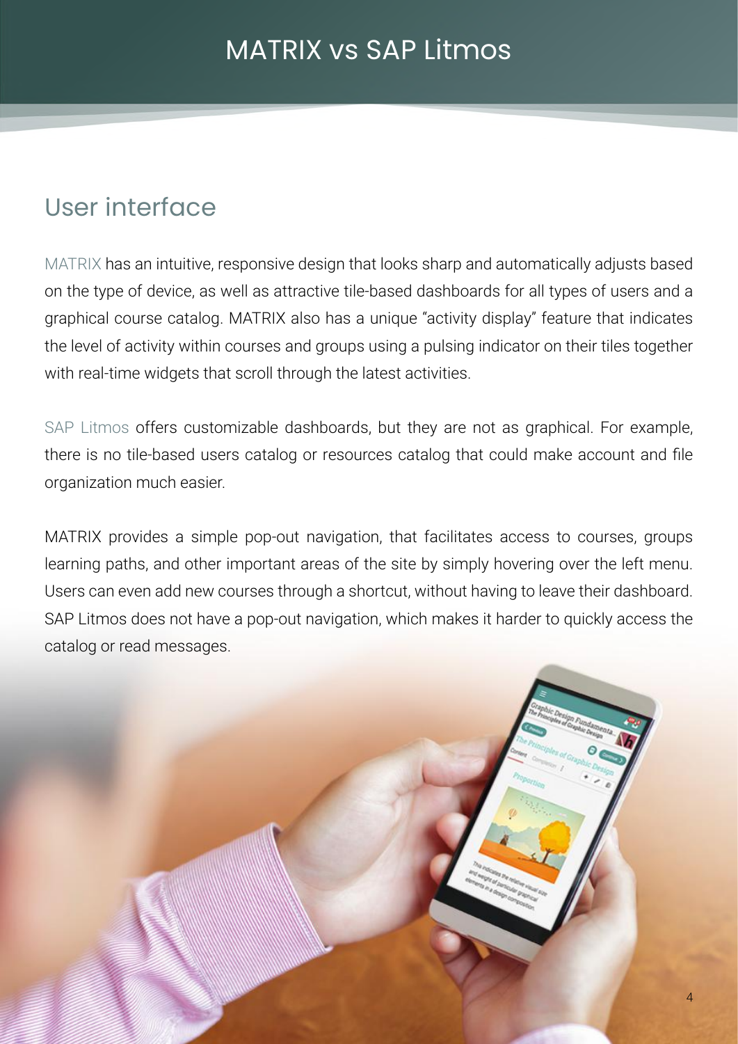# MATRIX vs SAP Litmos

## User interface

MATRIX has an intuitive, responsive design that looks sharp and automatically adjusts based on the type of device, as well as attractive tile-based dashboards for all types of users and a graphical course catalog. MATRIX also has a unique "activity display" feature that indicates the level of activity within courses and groups using a pulsing indicator on their tiles together with real-time widgets that scroll through the latest activities.

SAP Litmos offers customizable dashboards, but they are not as graphical. For example, there is no tile-based users catalog or resources catalog that could make account and file organization much easier.

MATRIX provides a simple pop-out navigation, that facilitates access to courses, groups learning paths, and other important areas of the site by simply hovering over the left menu. Users can even add new courses through a shortcut, without having to leave their dashboard. SAP Litmos does not have a pop-out navigation, which makes it harder to quickly access the catalog or read messages.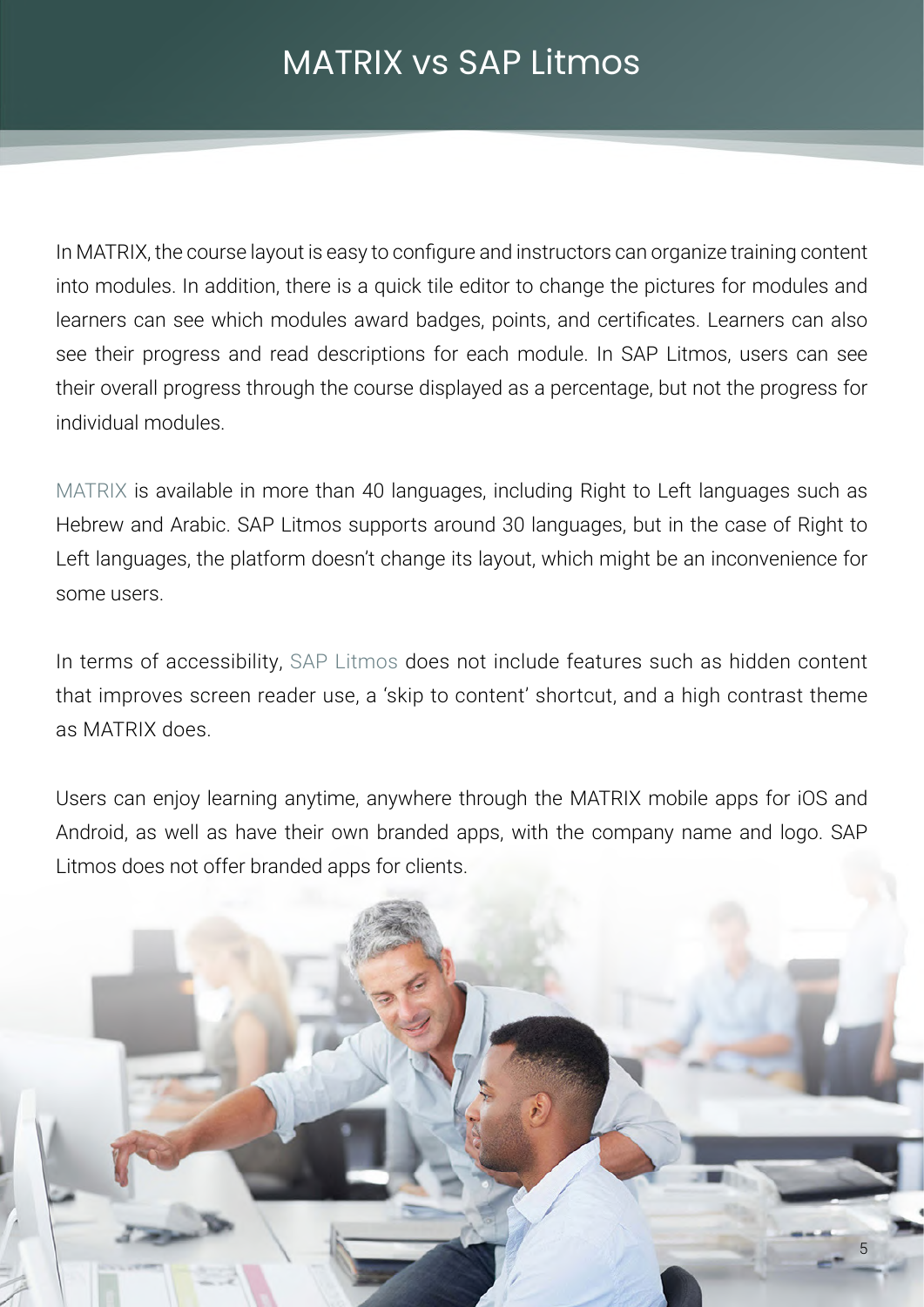# MATRIX vs SAP Litmos

In MATRIX, the course layout is easy to configure and instructors can organize training content into modules. In addition, there is a quick tile editor to change the pictures for modules and learners can see which modules award badges, points, and certificates. Learners can also see their progress and read descriptions for each module. In SAP Litmos, users can see their overall progress through the course displayed as a percentage, but not the progress for individual modules.

MATRIX is available in more than 40 languages, including Right to Left languages such as Hebrew and Arabic. SAP Litmos supports around 30 languages, but in the case of Right to Left languages, the platform doesn't change its layout, which might be an inconvenience for some users.

In terms of accessibility, SAP Litmos does not include features such as hidden content that improves screen reader use, a 'skip to content' shortcut, and a high contrast theme as MATRIX does.

Users can enjoy learning anytime, anywhere through the MATRIX mobile apps for iOS and Android, as well as have their own branded apps, with the company name and logo. SAP Litmos does not offer branded apps for clients.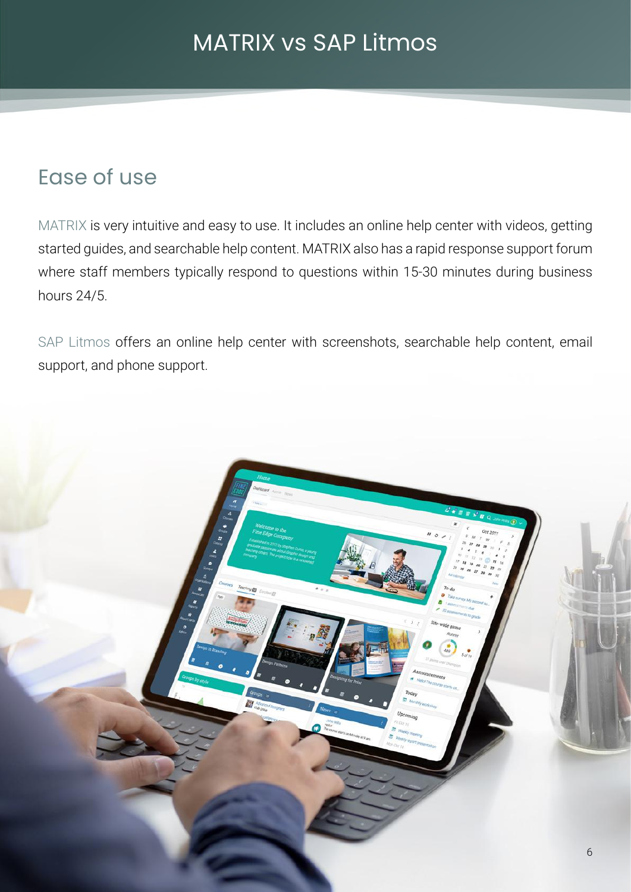# MATRIX vs SAP Litmos

## Ease of use

MATRIX is very intuitive and easy to use. It includes an online help center with videos, getting started guides, and searchable help content. MATRIX also has a rapid response support forum where staff members typically respond to questions within 15-30 minutes during business hours 24/5.

SAP Litmos offers an online help center with screenshots, searchable help content, email support, and phone support.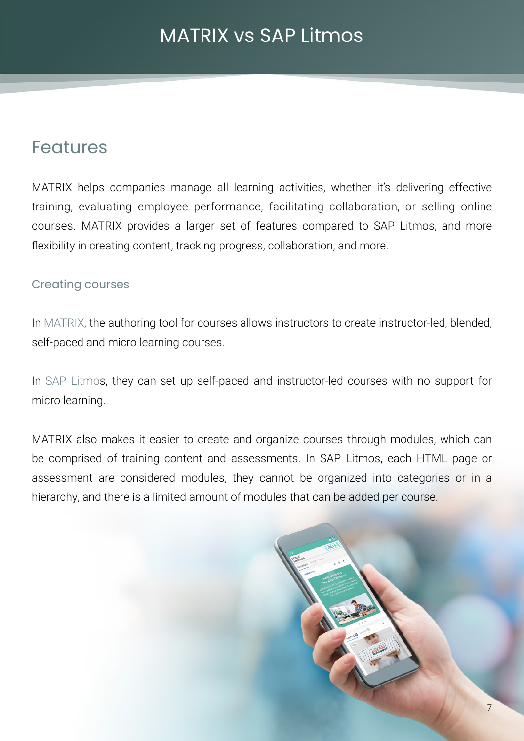# MATRIX vs SAP Litmos

## Features

MATRIX helps companies manage all learning activities, whether it's delivering effective training, evaluating employee performance, facilitating collaboration, or selling online courses. MATRIX provides a larger set of features compared to SAP Litmos, and more flexibility in creating content, tracking progress, collaboration, and more.

### Creating courses

In MATRIX, the authoring tool for courses allows instructors to create instructor-led, blended, self-paced and micro learning courses.

In SAP Litmos, they can set up self-paced and instructor-led courses with no support for micro learning.

MATRIX also makes it easier to create and organize courses through modules, which can be comprised of training content and assessments. In SAP Litmos, each HTML page or assessment are considered modules, they cannot be organized into categories or in a hierarchy, and there is a limited amount of modules that can be added per course.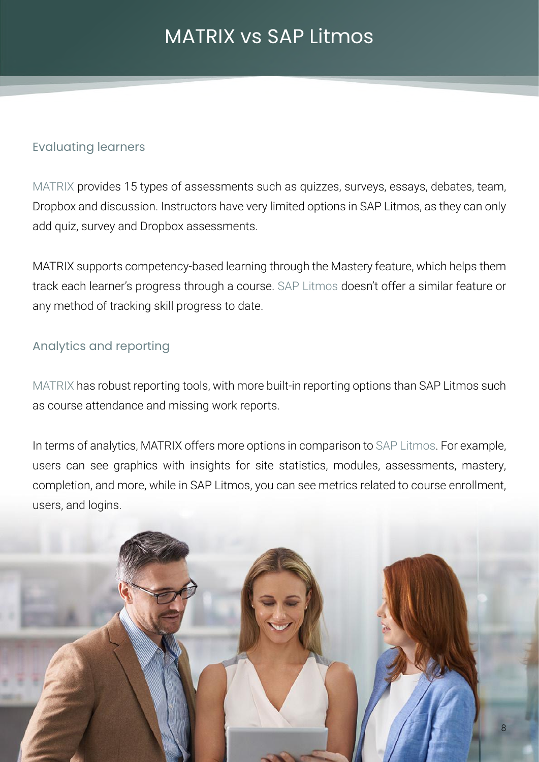# MATRIX vs SAP Litmos

## Evaluating learners

MATRIX provides 15 types of assessments such as quizzes, surveys, essays, debates, team, Dropbox and discussion. Instructors have very limited options in SAP Litmos, as they can only add quiz, survey and Dropbox assessments.

MATRIX supports competency-based learning through the Mastery feature, which helps them track each learner's progress through a course. SAP Litmos doesn't offer a similar feature or any method of tracking skill progress to date.

## Analytics and reporting

MATRIX has robust reporting tools, with more built-in reporting options than SAP Litmos such as course attendance and missing work reports.

In terms of analytics, MATRIX offers more options in comparison to SAP Litmos. For example, users can see graphics with insights for site statistics, modules, assessments, mastery, completion, and more, while in SAP Litmos, you can see metrics related to course enrollment, users, and logins.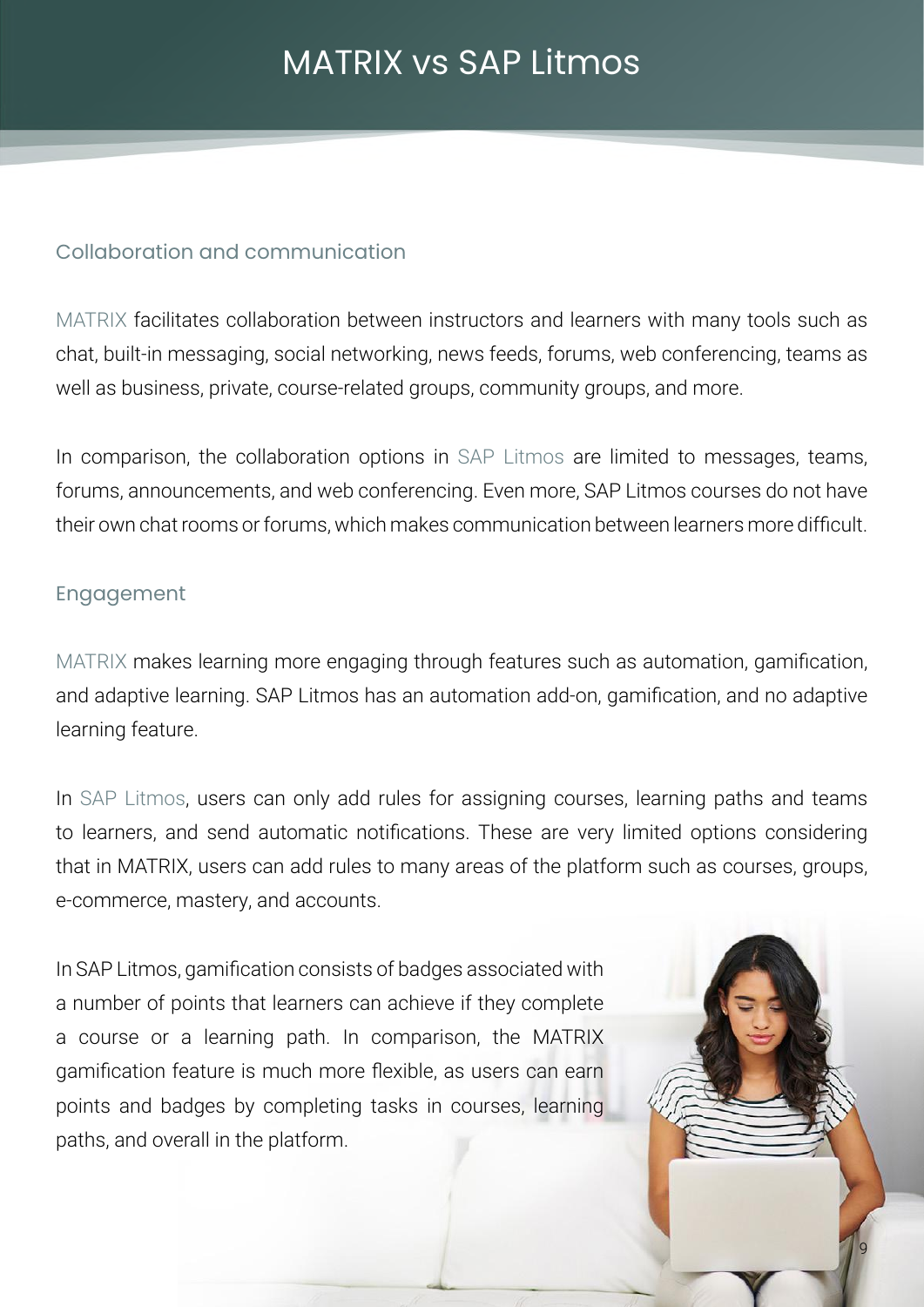# MATRIX vs SAP Litmos

## Collaboration and communication

MATRIX facilitates collaboration between instructors and learners with many tools such as chat, built-in messaging, social networking, news feeds, forums, web conferencing, teams as well as business, private, course-related groups, community groups, and more.

In comparison, the collaboration options in SAP Litmos are limited to messages, teams, forums, announcements, and web conferencing. Even more, SAP Litmos courses do not have their own chat rooms or forums, which makes communication between learners more difficult.

## Engagement

MATRIX makes learning more engaging through features such as automation, gamification, and adaptive learning. SAP Litmos has an automation add-on, gamification, and no adaptive learning feature.

In SAP Litmos, users can only add rules for assigning courses, learning paths and teams to learners, and send automatic notifications. These are very limited options considering that in MATRIX, users can add rules to many areas of the platform such as courses, groups, e-commerce, mastery, and accounts.

In SAP Litmos, gamification consists of badges associated with a number of points that learners can achieve if they complete a course or a learning path. In comparison, the MATRIX gamification feature is much more flexible, as users can earn points and badges by completing tasks in courses, learning paths, and overall in the platform.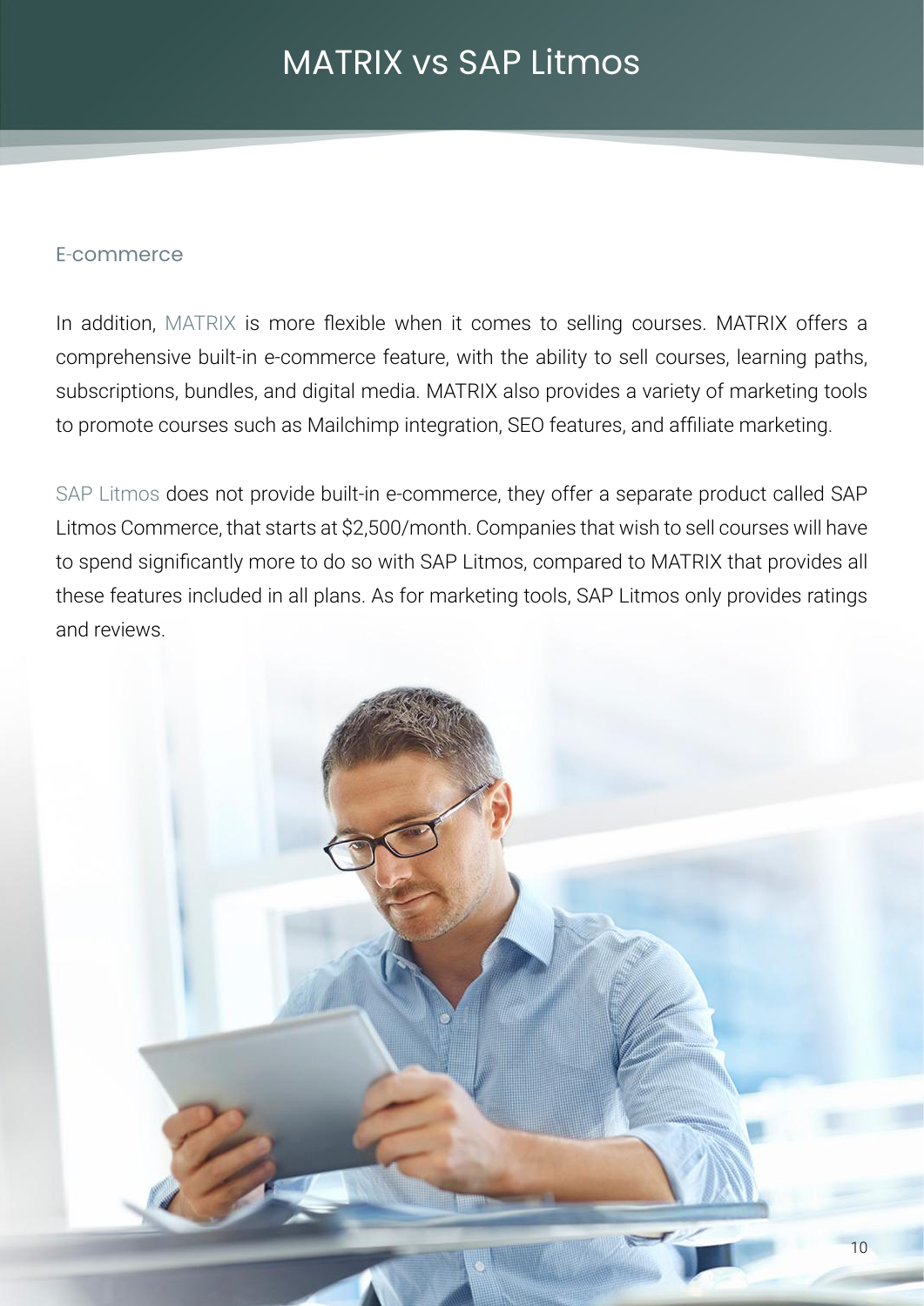# MATRIX vs SAP Litmos

## E-commerce

In addition, MATRIX is more flexible when it comes to selling courses. MATRIX offers a comprehensive built-in e-commerce feature, with the ability to sell courses, learning paths, subscriptions, bundles, and digital media. MATRIX also provides a variety of marketing tools to promote courses such as Mailchimp integration, SEO features, and affiliate marketing.

SAP Litmos does not provide built-in e-commerce, they offer a separate product called SAP Litmos Commerce, that starts at $2,500/month. Companies that wish to sell courses will have to spend significantly more to do so with SAP Litmos, compared to MATRIX that provides all these features included in all plans. As for marketing tools, SAP Litmos only provides ratings and reviews.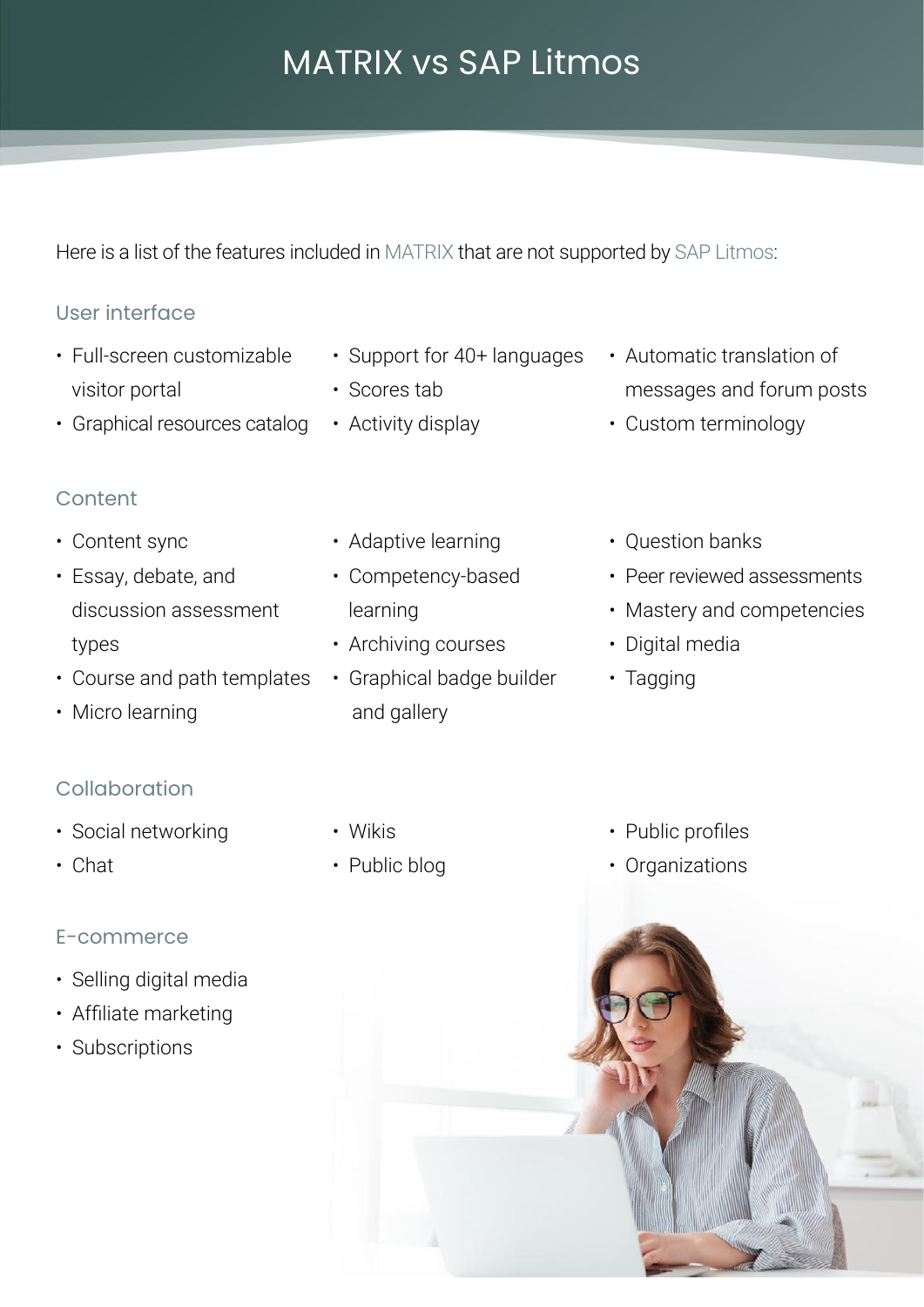# MATRIX vs SAP Litmos

Here is a list of the features included in MATRIX that are not supported by SAP Litmos:

## User interface

- Full-screen customizable visitor portal
- Graphical resources catalog
- Support for 40+ languages
- Scores tab
- Activity display
- Automatic translation of messages and forum posts
- Custom terminology

## Content

- Content sync
- Essay, debate, and discussion assessment types
- Course and path templates
- Micro learning
- Adaptive learning
- Competency-based learning
- Archiving courses
- Graphical badge builder and gallery
- Question banks
- Peer reviewed assessments
- Mastery and competencies
- Digital media
- Tagging

## Collaboration

- Social networking
- Chat
- Wikis
- Public blog
- Public profiles
- Organizations

## E-commerce

- Selling digital media
- Affiliate marketing
- Subscriptions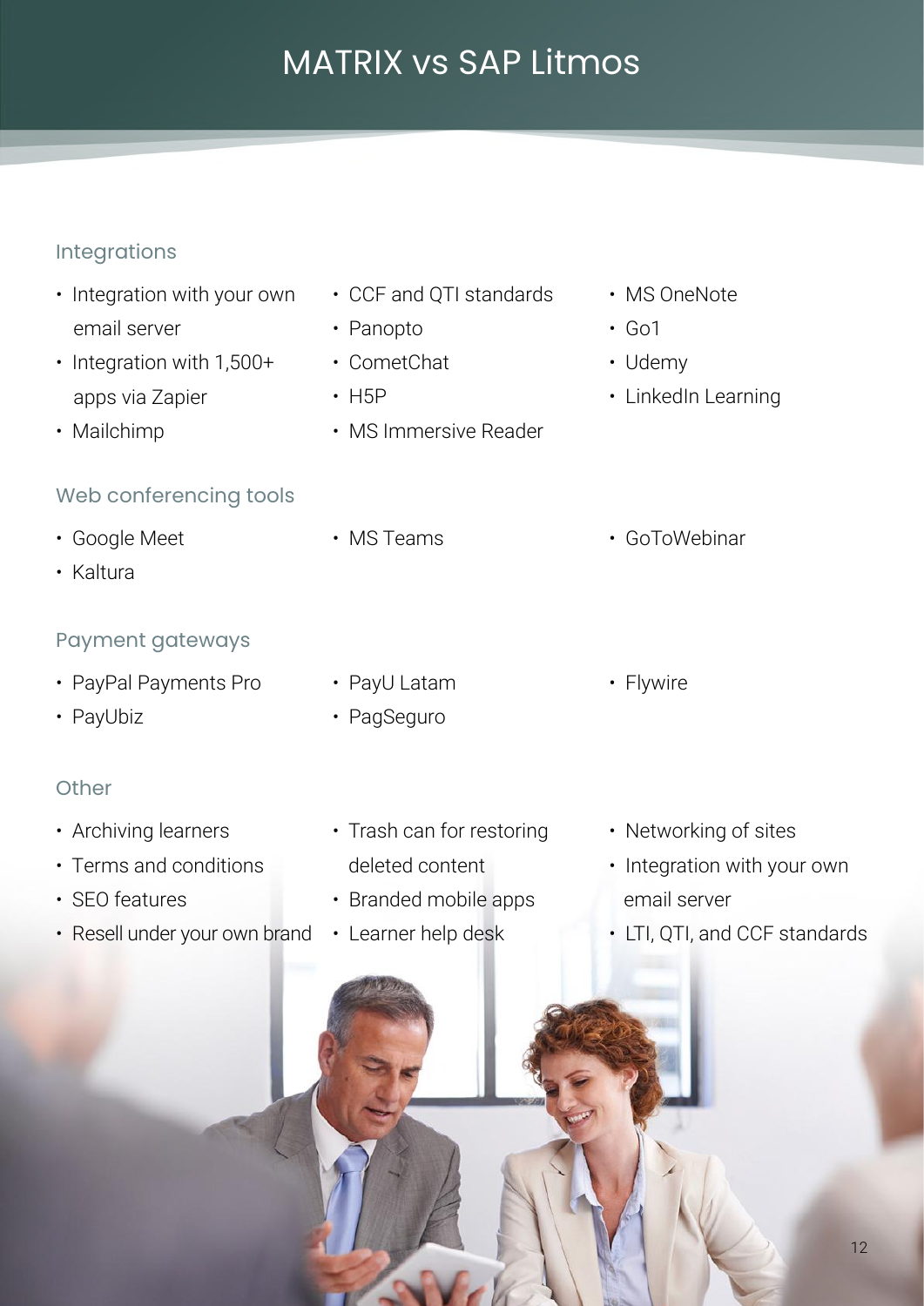# MATRIX vs SAP Litmos

## Integrations

- Integration with your own email server
- Integration with 1,500+ apps via Zapier
- Mailchimp
- CCF and QTI standards
- Panopto
- CometChat
- H5P
- MS Immersive Reader
- MS OneNote
- Go1
- Udemy
- LinkedIn Learning

## Web conferencing tools

- Google Meet
- Kaltura
- MS Teams
- GoToWebinar

## Payment gateways

- PayPal Payments Pro
- PayUbiz
- PayU Latam
- PagSeguro
- Flywire

## Other

- Archiving learners
- Terms and conditions
- SEO features
- Resell under your own brand
- Trash can for restoring deleted content
- Branded mobile apps
- Learner help desk
- Networking of sites
- Integration with your own email server
- LTI, QTI, and CCF standards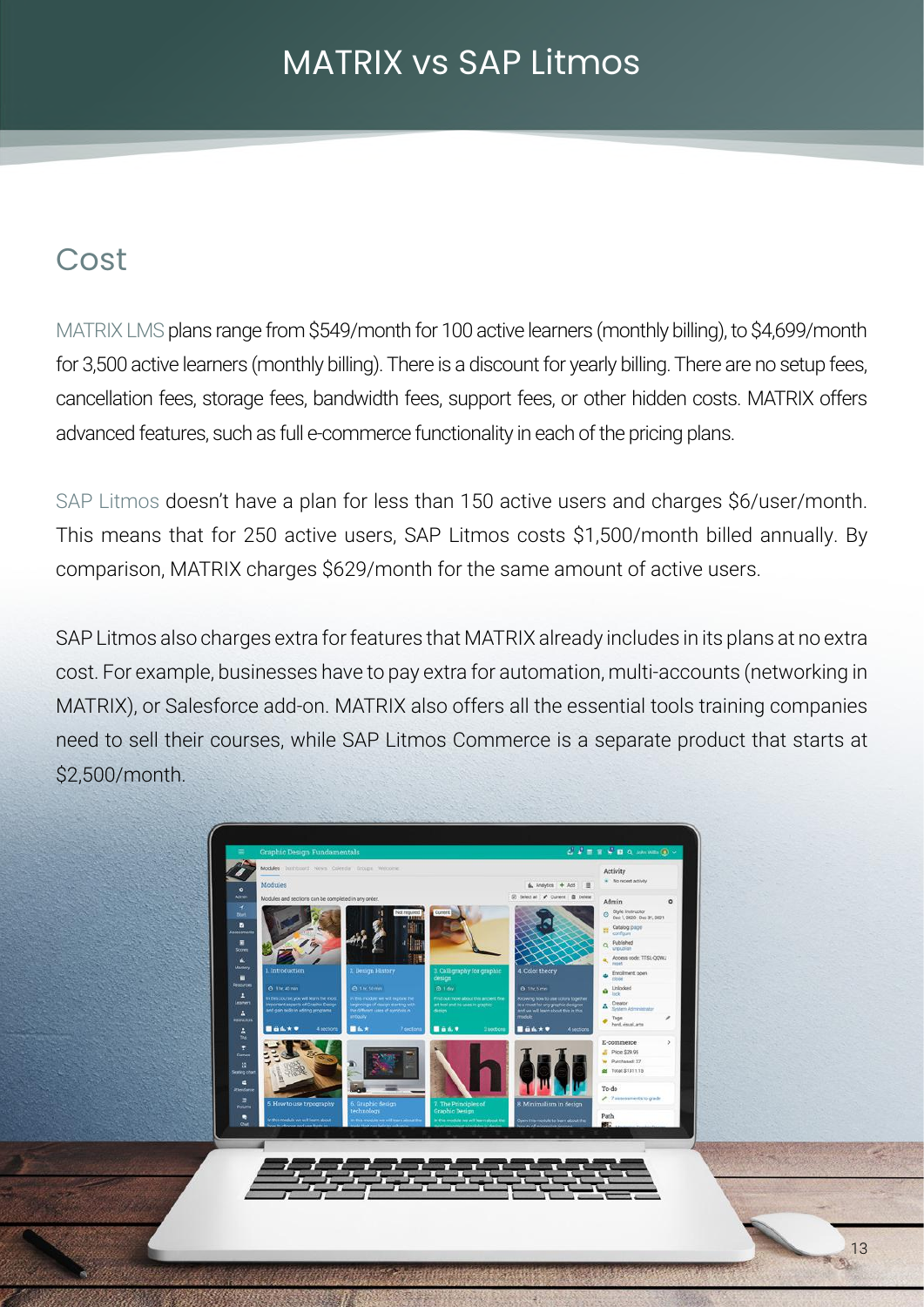# MATRIX vs SAP Litmos

## Cost

MATRIX LMS plans range from $549/month for 100 active learners (monthly billing), to $4,699/month for 3,500 active learners (monthly billing). There is a discount for yearly billing. There are no setup fees, cancellation fees, storage fees, bandwidth fees, support fees, or other hidden costs. MATRIX offers advanced features, such as full e-commerce functionality in each of the pricing plans.

SAP Litmos doesn't have a plan for less than 150 active users and charges $6/user/month. This means that for 250 active users, SAP Litmos costs $1,500/month billed annually. By comparison, MATRIX charges $629/month for the same amount of active users.

SAP Litmos also charges extra for features that MATRIX already includes in its plans at no extra cost. For example, businesses have to pay extra for automation, multi-accounts (networking in MATRIX), or Salesforce add-on. MATRIX also offers all the essential tools training companies need to sell their courses, while SAP Litmos Commerce is a separate product that starts at $2,500/month.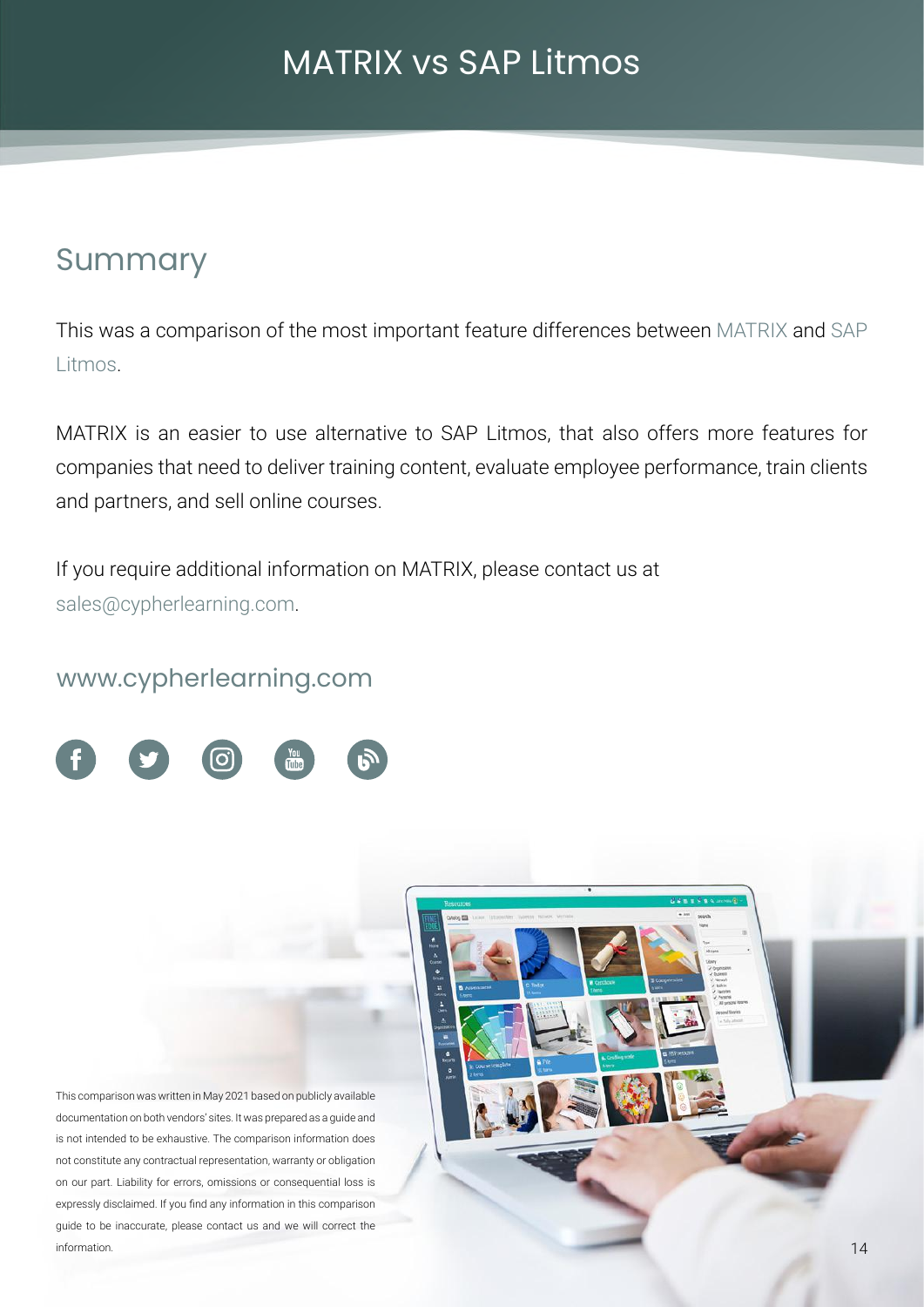# MATRIX vs SAP Litmos

## Summary

This was a comparison of the most important feature differences between MATRIX and SAP Litmos.

MATRIX is an easier to use alternative to SAP Litmos, that also offers more features for companies that need to deliver training content, evaluate employee performance, train clients and partners, and sell online courses.

If you require additional information on MATRIX, please contact us at sales@cypherlearning.com.

www.cypherlearning.com

This comparison was written in May 2021 based on publicly available documentation on both vendors' sites. It was prepared as a guide and is not intended to be exhaustive. The comparison information does not constitute any contractual representation, warranty or obligation on our part. Liability for errors, omissions or consequential loss is expressly disclaimed. If you find any information in this comparison guide to be inaccurate, please contact us and we will correct the information.